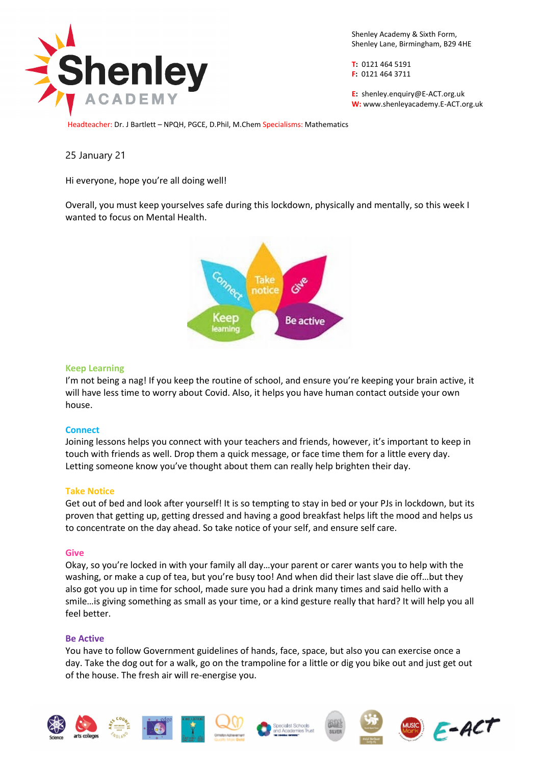Shenley Academy & Sixth Form,
Shenley Lane, Birmingham, B29 4HE

T: 0121 464 5191
F: 0121 464 3711

E: shenley.enquiry@E-ACT.org.uk
W: www.shenleyacademy.E-ACT.org.uk

Headteacher: Dr. J Bartlett – NPQH, PGCE, D.Phil, M.Chem Specialisms: Mathematics

25 January 21

Hi everyone, hope you're all doing well!

Overall, you must keep yourselves safe during this lockdown, physically and mentally, so this week I wanted to focus on Mental Health.

### Keep Learning

I'm not being a nag! If you keep the routine of school, and ensure you're keeping your brain active, it will have less time to worry about Covid. Also, it helps you have human contact outside your own house.

### Connect

Joining lessons helps you connect with your teachers and friends, however, it's important to keep in touch with friends as well. Drop them a quick message, or face time them for a little every day. Letting someone know you've thought about them can really help brighten their day.

### Take Notice

Get out of bed and look after yourself! It is so tempting to stay in bed or your PJs in lockdown, but its proven that getting up, getting dressed and having a good breakfast helps lift the mood and helps us to concentrate on the day ahead. So take notice of your self, and ensure self care.

### Give

Okay, so you're locked in with your family all day…your parent or carer wants you to help with the washing, or make a cup of tea, but you're busy too! And when did their last slave die off…but they also got you up in time for school, made sure you had a drink many times and said hello with a smile…is giving something as small as your time, or a kind gesture really that hard? It will help you all feel better.

### Be Active

You have to follow Government guidelines of hands, face, space, but also you can exercise once a day. Take the dog out for a walk, go on the trampoline for a little or dig you bike out and just get out of the house. The fresh air will re-energise you.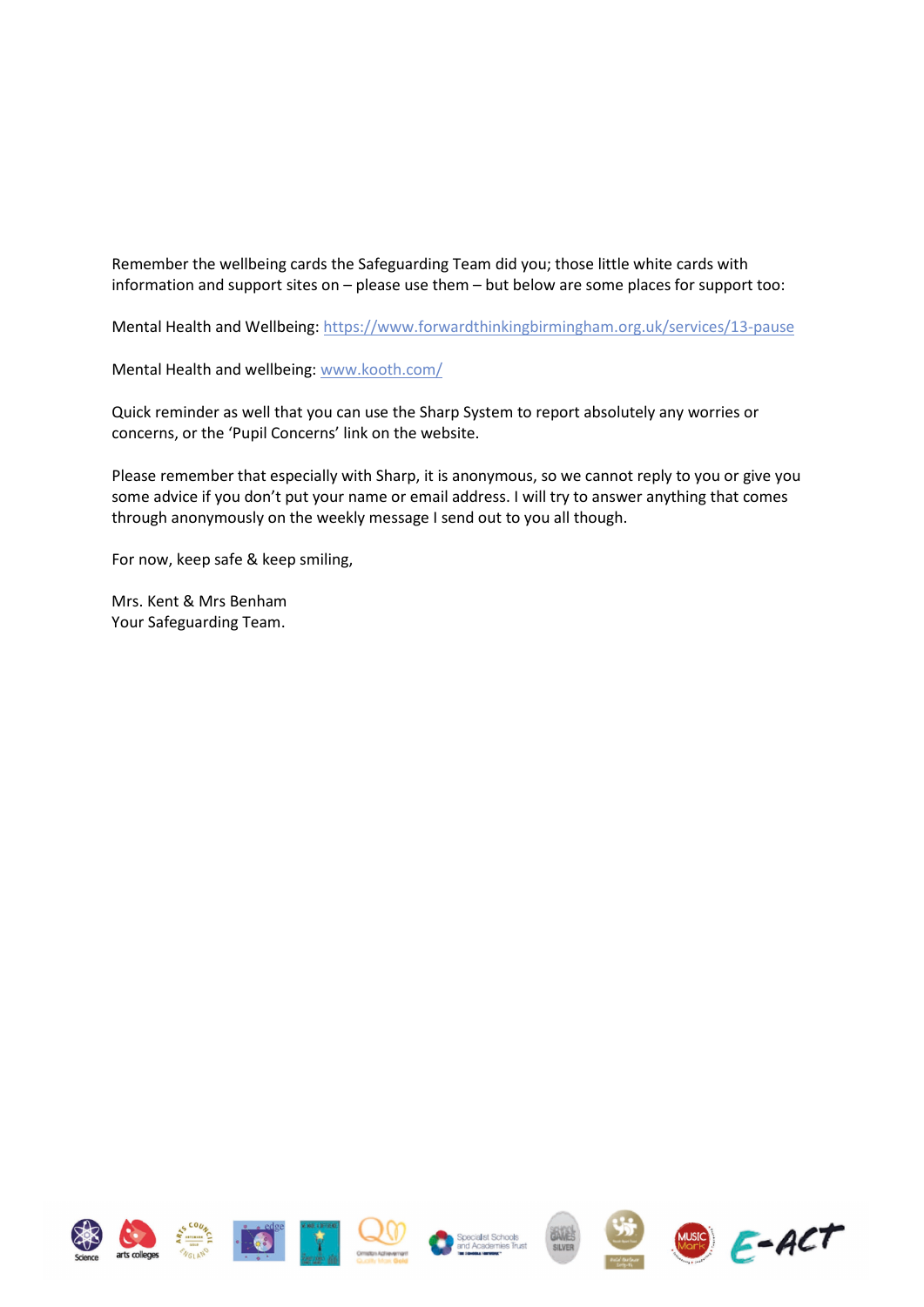Remember the wellbeing cards the Safeguarding Team did you; those little white cards with information and support sites on – please use them – but below are some places for support too:

Mental Health and Wellbeing: [https://www.forwardthinkingbirmingham.org.uk/services/13-pause](https://www.forwardthinkingbirmingham.org.uk/services/13-pause)

Mental Health and wellbeing: [www.kooth.com/](http://www.kooth.com/)

Quick reminder as well that you can use the Sharp System to report absolutely any worries or concerns, or the 'Pupil Concerns' link on the website.

Please remember that especially with Sharp, it is anonymous, so we cannot reply to you or give you some advice if you don't put your name or email address. I will try to answer anything that comes through anonymously on the weekly message I send out to you all though.

For now, keep safe & keep smiling,

Mrs. Kent & Mrs Benham
Your Safeguarding Team.